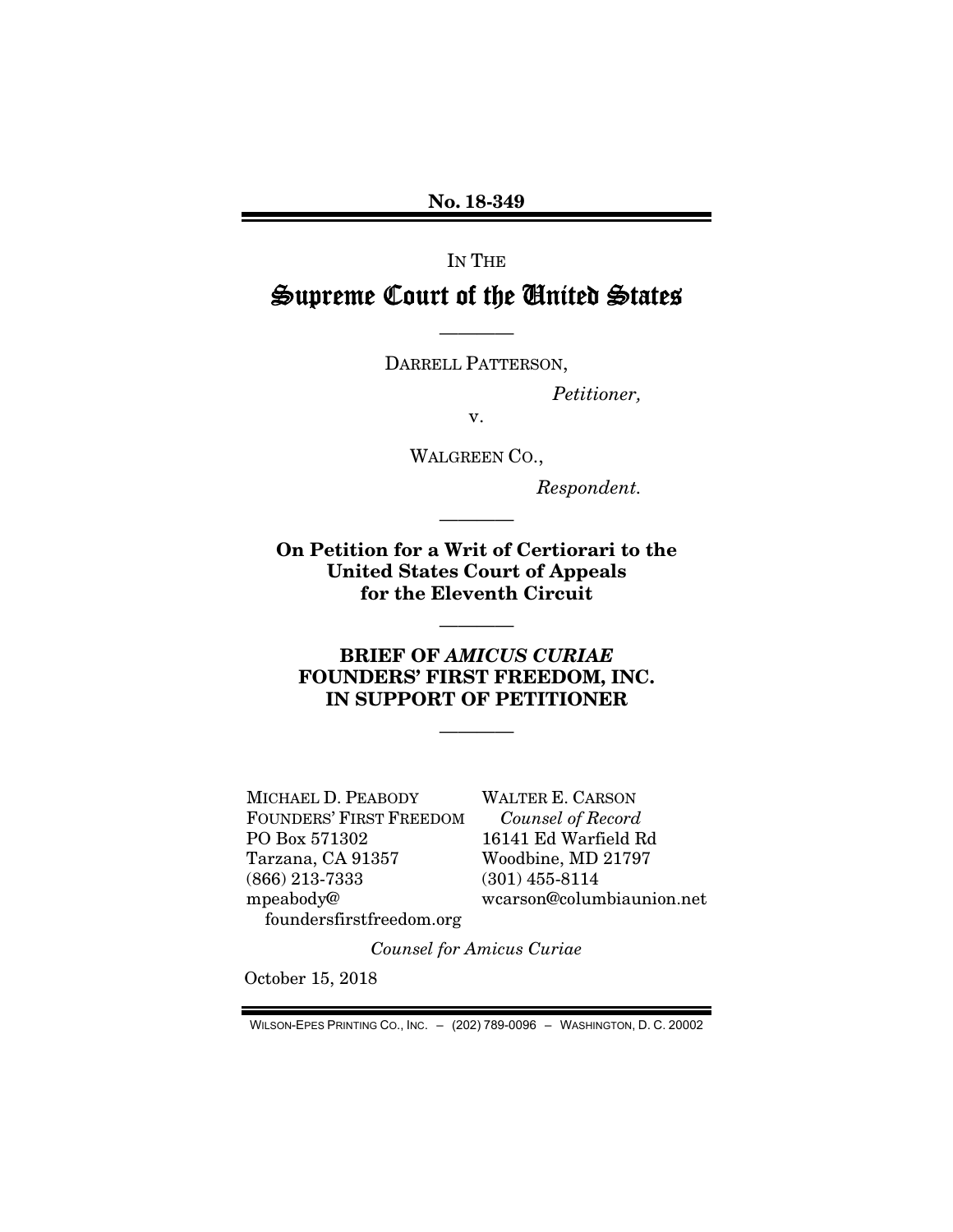**No. 18-349**

IN THE

# Supreme Court of the United States

————

DARRELL PATTERSON,

*Petitioner,*

v.

WALGREEN CO.,

*Respondent.*

————

**On Petition for a Writ of Certiorari to the United States Court of Appeals for the Eleventh Circuit**

————

**BRIEF OF *AMICUS CURIAE* FOUNDERS' FIRST FREEDOM, INC. IN SUPPORT OF PETITIONER**

————

MICHAEL D. PEABODY
FOUNDERS' FIRST FREEDOM
PO Box 571302
Tarzana, CA 91357
(866) 213-7333
mpeabody@foundersfirstfreedom.org

WALTER E. CARSON
*Counsel of Record*
16141 Ed Warfield Rd
Woodbine, MD 21797
(301) 455-8114
wcarson@columbiaunion.net

*Counsel for Amicus Curiae*

October 15, 2018

WILSON-EPES PRINTING CO., INC. – (202) 789-0096 – WASHINGTON, D. C. 20002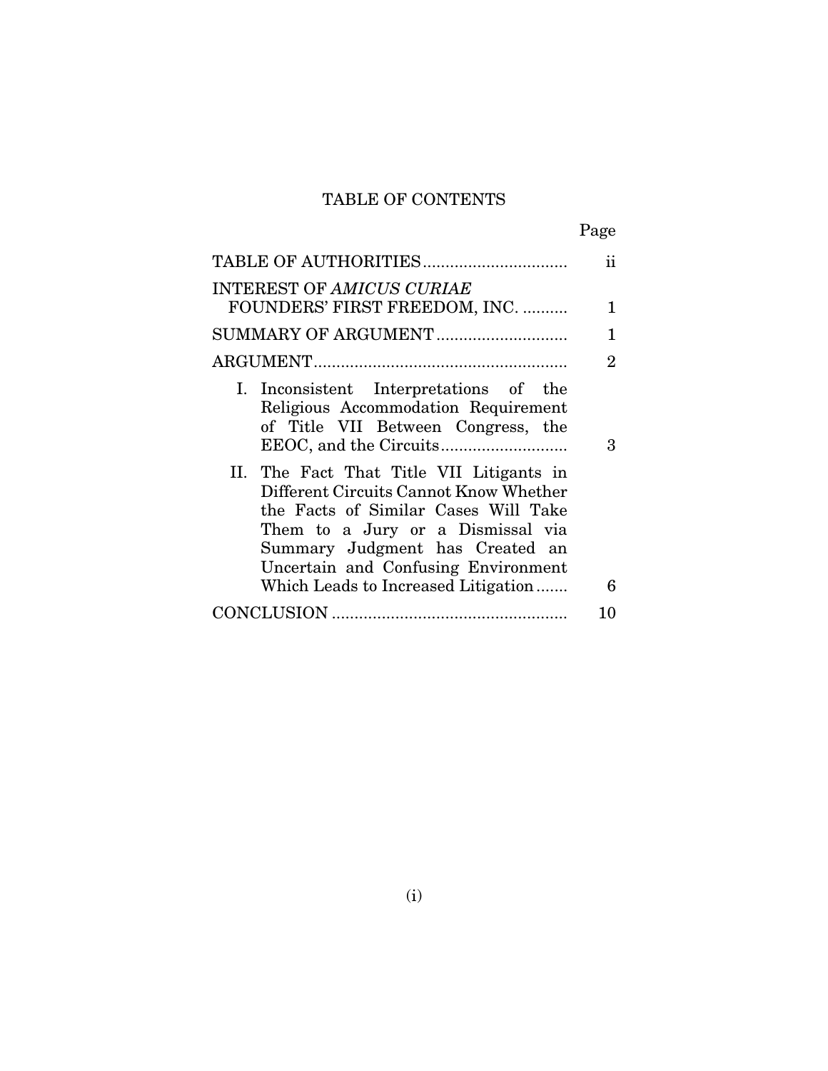## TABLE OF CONTENTS

| | Page |
|---|---|
| TABLE OF AUTHORITIES | ii |
| INTEREST OF *AMICUS CURIAE* FOUNDERS' FIRST FREEDOM, INC. | 1 |
| SUMMARY OF ARGUMENT | 1 |
| ARGUMENT | 2 |
| I. Inconsistent Interpretations of the Religious Accommodation Requirement of Title VII Between Congress, the EEOC, and the Circuits | 3 |
| II. The Fact That Title VII Litigants in Different Circuits Cannot Know Whether the Facts of Similar Cases Will Take Them to a Jury or a Dismissal via Summary Judgment has Created an Uncertain and Confusing Environment Which Leads to Increased Litigation | 6 |
| CONCLUSION | 10 |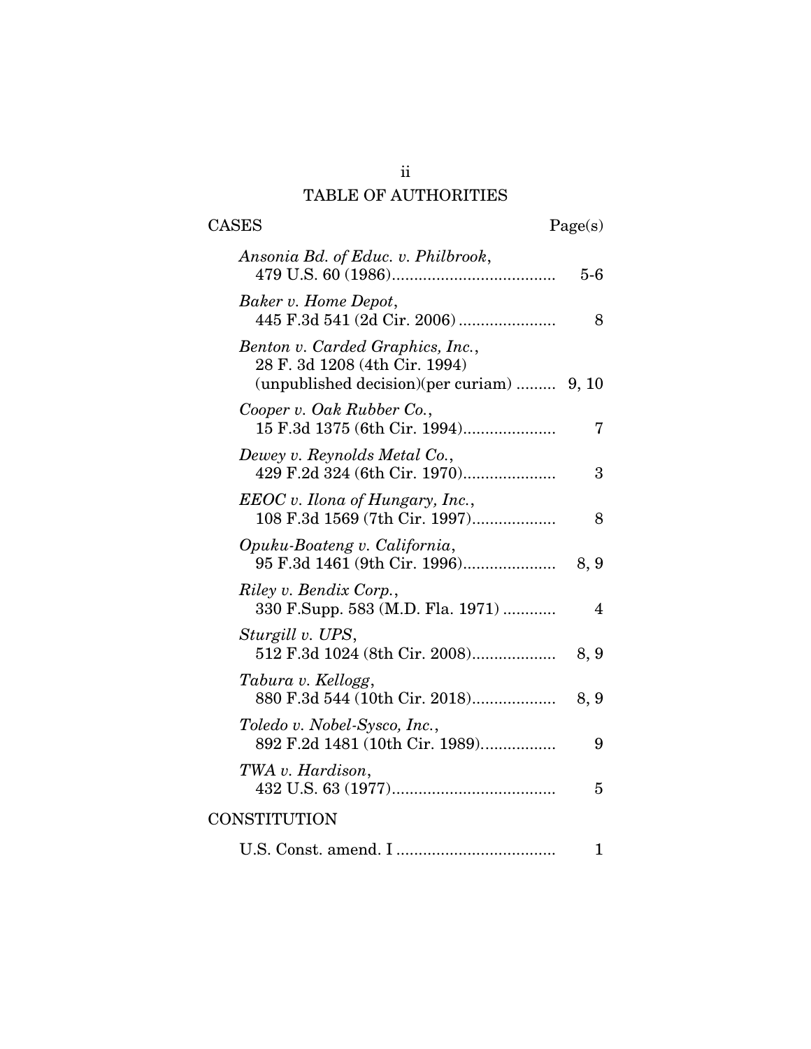# TABLE OF AUTHORITIES

| CASES | Page(s) |
|---|---|
| *Ansonia Bd. of Educ. v. Philbrook*, 479 U.S. 60 (1986) | 5-6 |
| *Baker v. Home Depot*, 445 F.3d 541 (2d Cir. 2006) | 8 |
| *Benton v. Carded Graphics, Inc.*, 28 F. 3d 1208 (4th Cir. 1994) (unpublished decision)(per curiam) | 9, 10 |
| *Cooper v. Oak Rubber Co.*, 15 F.3d 1375 (6th Cir. 1994) | 7 |
| *Dewey v. Reynolds Metal Co.*, 429 F.2d 324 (6th Cir. 1970) | 3 |
| *EEOC v. Ilona of Hungary, Inc.*, 108 F.3d 1569 (7th Cir. 1997) | 8 |
| *Opuku-Boateng v. California*, 95 F.3d 1461 (9th Cir. 1996) | 8, 9 |
| *Riley v. Bendix Corp.*, 330 F.Supp. 583 (M.D. Fla. 1971) | 4 |
| *Sturgill v. UPS*, 512 F.3d 1024 (8th Cir. 2008) | 8, 9 |
| *Tabura v. Kellogg*, 880 F.3d 544 (10th Cir. 2018) | 8, 9 |
| *Toledo v. Nobel-Sysco, Inc.*, 892 F.2d 1481 (10th Cir. 1989) | 9 |
| *TWA v. Hardison*, 432 U.S. 63 (1977) | 5 |

| CONSTITUTION | |
|---|---|
| U.S. Const. amend. I | 1 |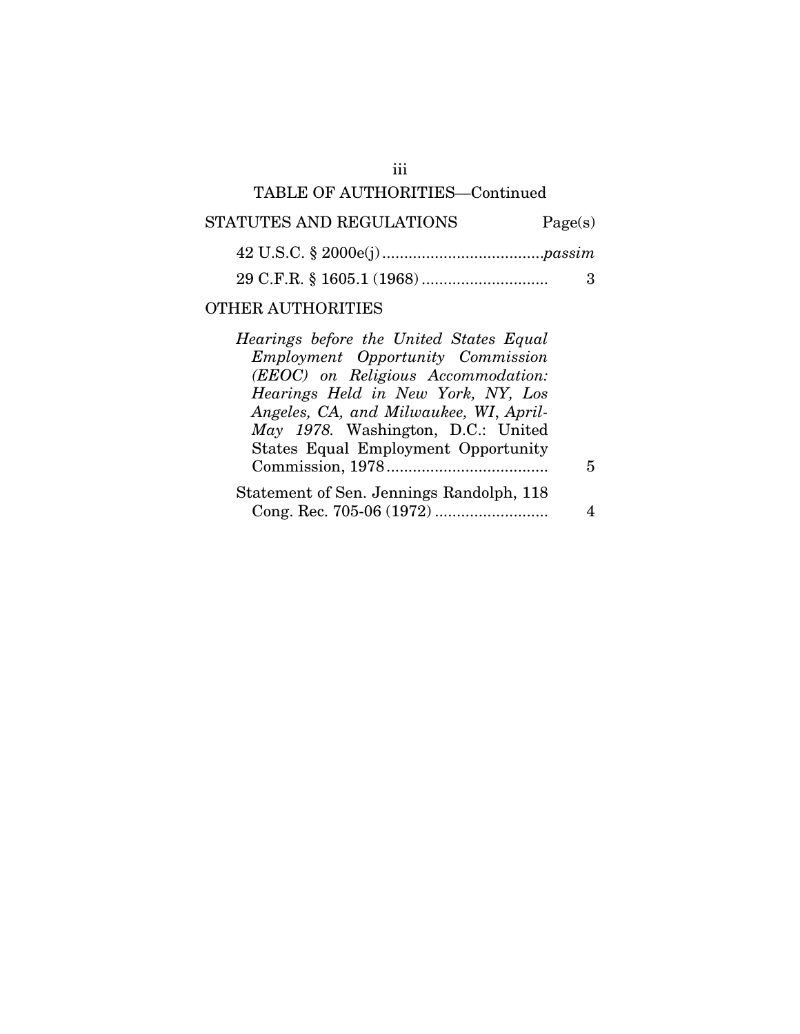## TABLE OF AUTHORITIES—Continued

**STATUTES AND REGULATIONS** | **Page(s)**

42 U.S.C. § 2000e(j) .................................... *passim*

29 C.F.R. § 1605.1 (1968) ............................ 3

**OTHER AUTHORITIES**

*Hearings before the United States Equal Employment Opportunity Commission (EEOC) on Religious Accommodation: Hearings Held in New York, NY, Los Angeles, CA, and Milwaukee, WI, April-May 1978.* Washington, D.C.: United States Equal Employment Opportunity Commission, 1978 .................................... 5

Statement of Sen. Jennings Randolph, 118 Cong. Rec. 705-06 (1972) ......................... 4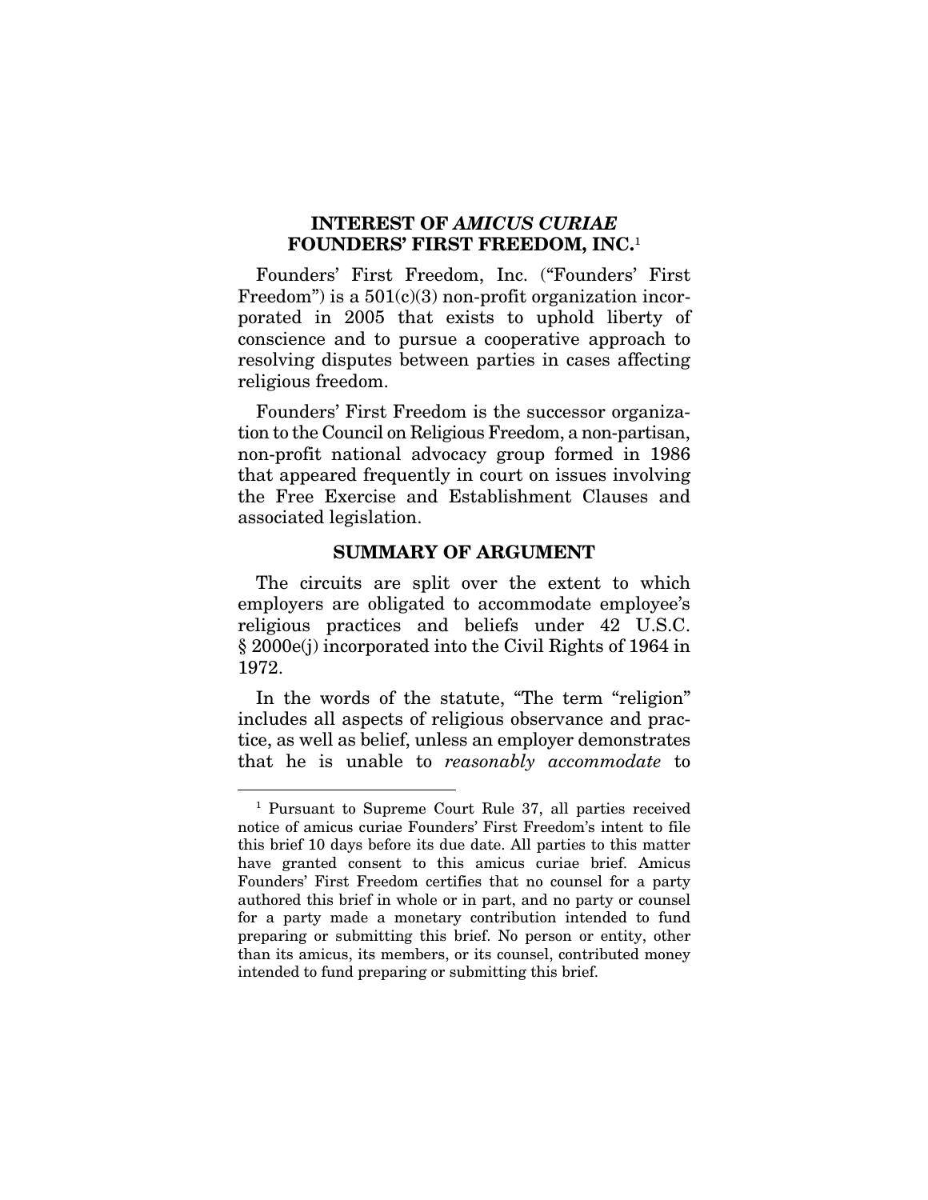## INTEREST OF *AMICUS CURIAE* FOUNDERS' FIRST FREEDOM, INC.[1]

Founders' First Freedom, Inc. ("Founders' First Freedom") is a 501(c)(3) non-profit organization incorporated in 2005 that exists to uphold liberty of conscience and to pursue a cooperative approach to resolving disputes between parties in cases affecting religious freedom.

Founders' First Freedom is the successor organization to the Council on Religious Freedom, a non-partisan, non-profit national advocacy group formed in 1986 that appeared frequently in court on issues involving the Free Exercise and Establishment Clauses and associated legislation.

## SUMMARY OF ARGUMENT

The circuits are split over the extent to which employers are obligated to accommodate employee's religious practices and beliefs under 42 U.S.C. § 2000e(j) incorporated into the Civil Rights of 1964 in 1972.

In the words of the statute, "The term "religion" includes all aspects of religious observance and practice, as well as belief, unless an employer demonstrates that he is unable to *reasonably accommodate* to

---

[1] Pursuant to Supreme Court Rule 37, all parties received notice of amicus curiae Founders' First Freedom's intent to file this brief 10 days before its due date. All parties to this matter have granted consent to this amicus curiae brief. Amicus Founders' First Freedom certifies that no counsel for a party authored this brief in whole or in part, and no party or counsel for a party made a monetary contribution intended to fund preparing or submitting this brief. No person or entity, other than its amicus, its members, or its counsel, contributed money intended to fund preparing or submitting this brief.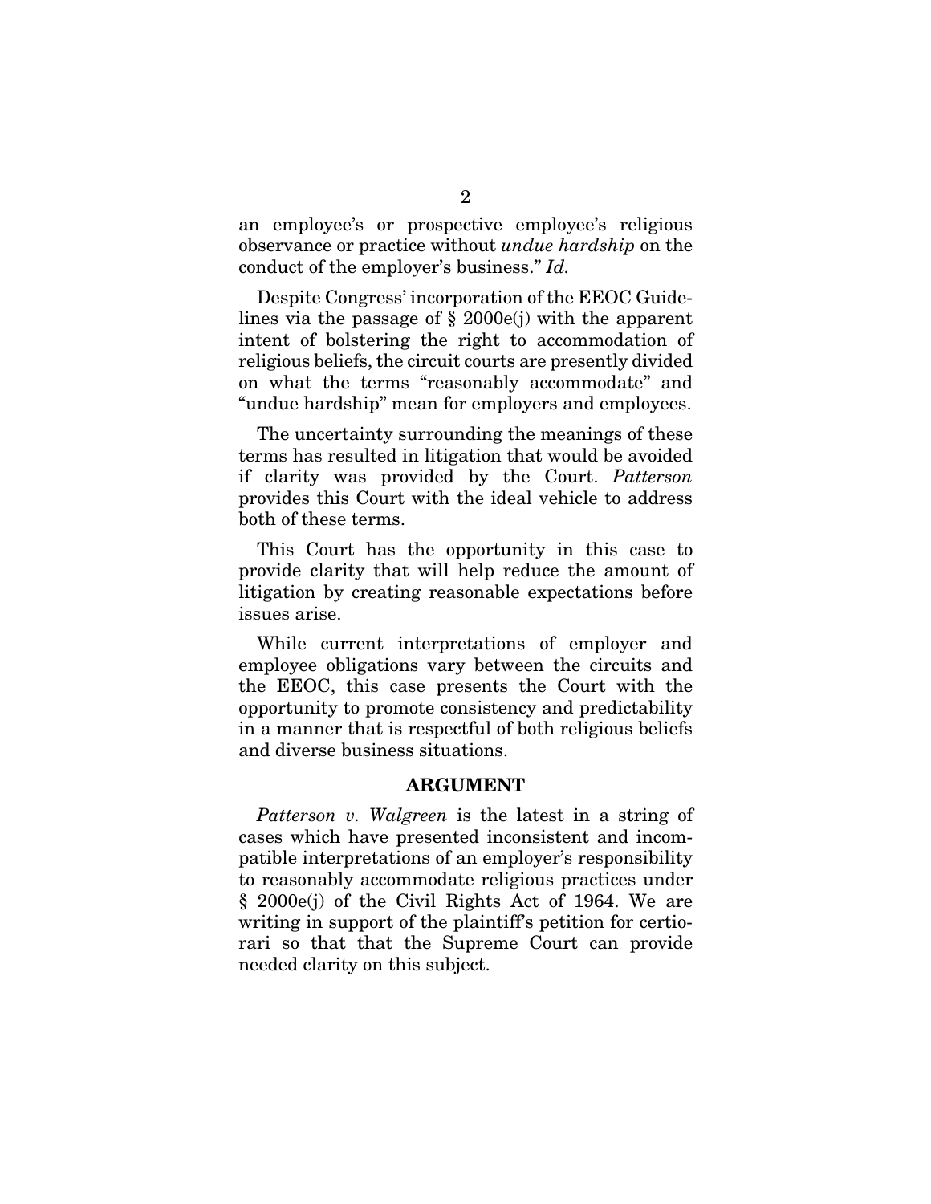an employee's or prospective employee's religious observance or practice without *undue hardship* on the conduct of the employer's business." *Id.*

Despite Congress' incorporation of the EEOC Guidelines via the passage of § 2000e(j) with the apparent intent of bolstering the right to accommodation of religious beliefs, the circuit courts are presently divided on what the terms "reasonably accommodate" and "undue hardship" mean for employers and employees.

The uncertainty surrounding the meanings of these terms has resulted in litigation that would be avoided if clarity was provided by the Court. *Patterson* provides this Court with the ideal vehicle to address both of these terms.

This Court has the opportunity in this case to provide clarity that will help reduce the amount of litigation by creating reasonable expectations before issues arise.

While current interpretations of employer and employee obligations vary between the circuits and the EEOC, this case presents the Court with the opportunity to promote consistency and predictability in a manner that is respectful of both religious beliefs and diverse business situations.

## ARGUMENT

*Patterson v. Walgreen* is the latest in a string of cases which have presented inconsistent and incompatible interpretations of an employer's responsibility to reasonably accommodate religious practices under § 2000e(j) of the Civil Rights Act of 1964. We are writing in support of the plaintiff's petition for certiorari so that that the Supreme Court can provide needed clarity on this subject.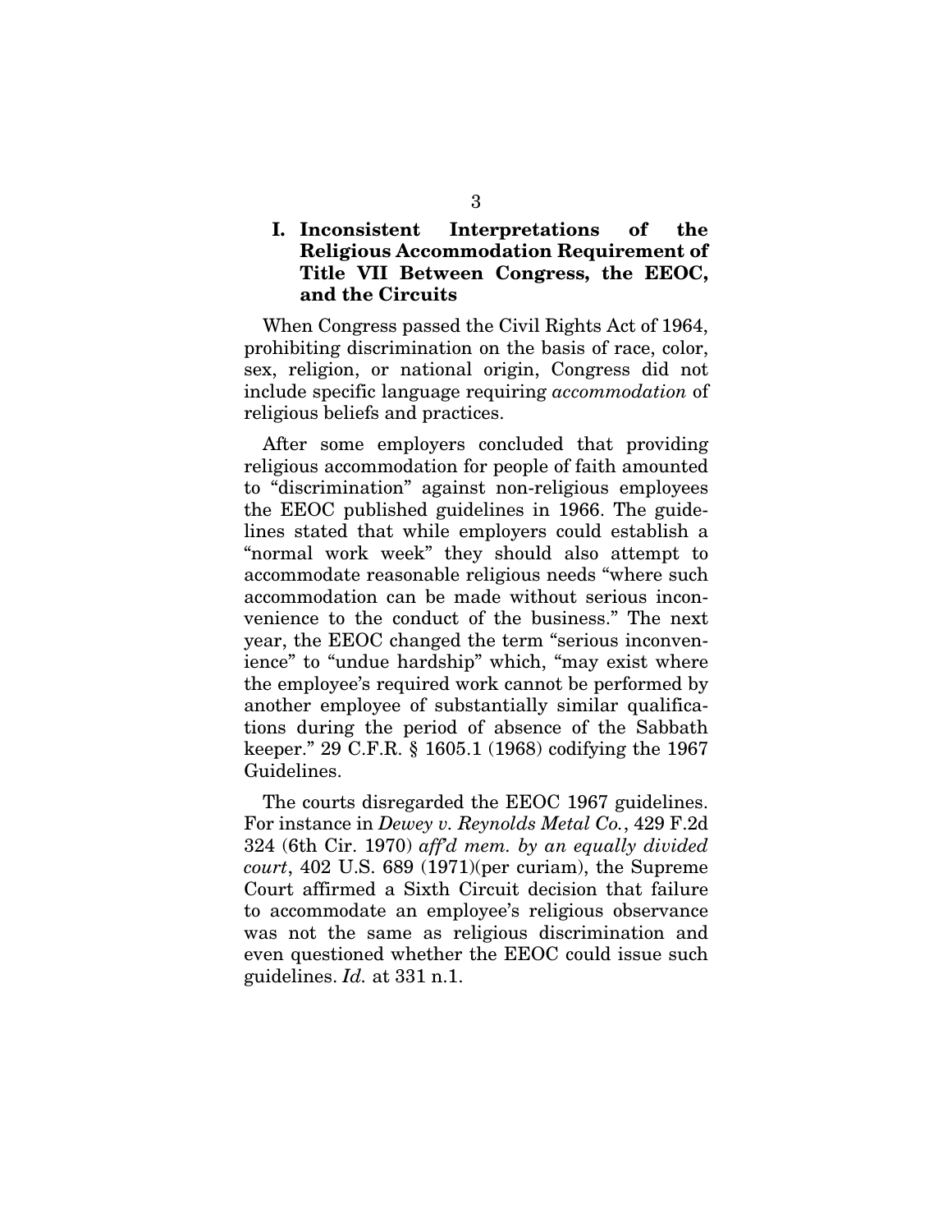## I. Inconsistent Interpretations of the Religious Accommodation Requirement of Title VII Between Congress, the EEOC, and the Circuits

When Congress passed the Civil Rights Act of 1964, prohibiting discrimination on the basis of race, color, sex, religion, or national origin, Congress did not include specific language requiring *accommodation* of religious beliefs and practices.

After some employers concluded that providing religious accommodation for people of faith amounted to "discrimination" against non-religious employees the EEOC published guidelines in 1966. The guidelines stated that while employers could establish a "normal work week" they should also attempt to accommodate reasonable religious needs "where such accommodation can be made without serious inconvenience to the conduct of the business." The next year, the EEOC changed the term "serious inconvenience" to "undue hardship" which, "may exist where the employee's required work cannot be performed by another employee of substantially similar qualifications during the period of absence of the Sabbath keeper." 29 C.F.R. § 1605.1 (1968) codifying the 1967 Guidelines.

The courts disregarded the EEOC 1967 guidelines. For instance in *Dewey v. Reynolds Metal Co.*, 429 F.2d 324 (6th Cir. 1970) *aff'd mem. by an equally divided court*, 402 U.S. 689 (1971)(per curiam), the Supreme Court affirmed a Sixth Circuit decision that failure to accommodate an employee's religious observance was not the same as religious discrimination and even questioned whether the EEOC could issue such guidelines. *Id.* at 331 n.1.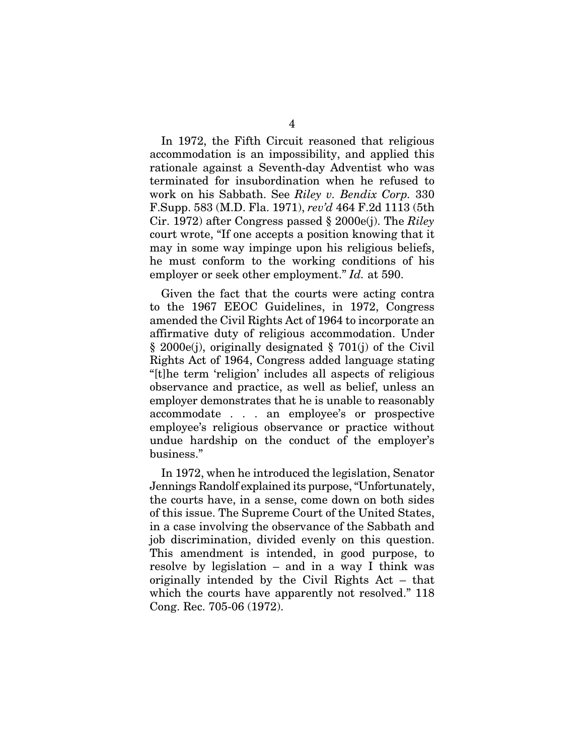In 1972, the Fifth Circuit reasoned that religious accommodation is an impossibility, and applied this rationale against a Seventh-day Adventist who was terminated for insubordination when he refused to work on his Sabbath. See *Riley v. Bendix Corp.* 330 F.Supp. 583 (M.D. Fla. 1971), *rev'd* 464 F.2d 1113 (5th Cir. 1972) after Congress passed § 2000e(j). The *Riley* court wrote, "If one accepts a position knowing that it may in some way impinge upon his religious beliefs, he must conform to the working conditions of his employer or seek other employment." *Id.* at 590.

Given the fact that the courts were acting contra to the 1967 EEOC Guidelines, in 1972, Congress amended the Civil Rights Act of 1964 to incorporate an affirmative duty of religious accommodation. Under § 2000e(j), originally designated § 701(j) of the Civil Rights Act of 1964, Congress added language stating "[t]he term 'religion' includes all aspects of religious observance and practice, as well as belief, unless an employer demonstrates that he is unable to reasonably accommodate . . . an employee's or prospective employee's religious observance or practice without undue hardship on the conduct of the employer's business."

In 1972, when he introduced the legislation, Senator Jennings Randolf explained its purpose, "Unfortunately, the courts have, in a sense, come down on both sides of this issue. The Supreme Court of the United States, in a case involving the observance of the Sabbath and job discrimination, divided evenly on this question. This amendment is intended, in good purpose, to resolve by legislation – and in a way I think was originally intended by the Civil Rights Act – that which the courts have apparently not resolved." 118 Cong. Rec. 705-06 (1972).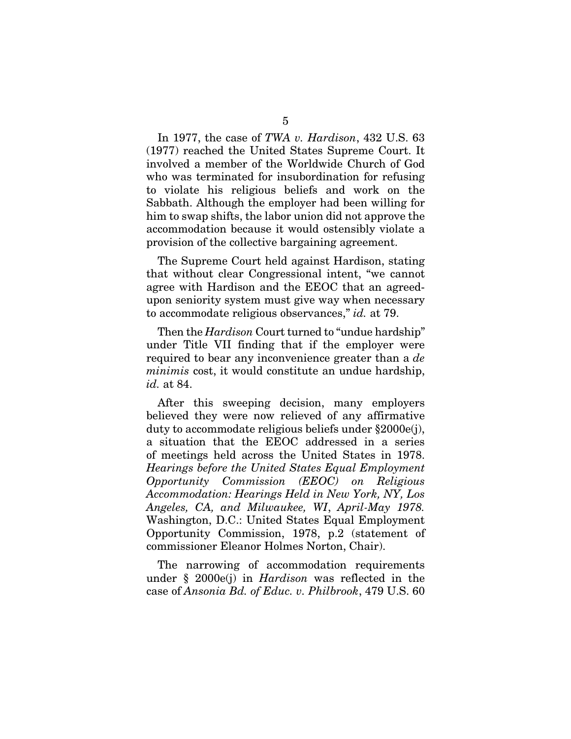In 1977, the case of *TWA v. Hardison*, 432 U.S. 63 (1977) reached the United States Supreme Court. It involved a member of the Worldwide Church of God who was terminated for insubordination for refusing to violate his religious beliefs and work on the Sabbath. Although the employer had been willing for him to swap shifts, the labor union did not approve the accommodation because it would ostensibly violate a provision of the collective bargaining agreement.

The Supreme Court held against Hardison, stating that without clear Congressional intent, "we cannot agree with Hardison and the EEOC that an agreed-upon seniority system must give way when necessary to accommodate religious observances," *id.* at 79.

Then the *Hardison* Court turned to "undue hardship" under Title VII finding that if the employer were required to bear any inconvenience greater than a *de minimis* cost, it would constitute an undue hardship, *id.* at 84.

After this sweeping decision, many employers believed they were now relieved of any affirmative duty to accommodate religious beliefs under §2000e(j), a situation that the EEOC addressed in a series of meetings held across the United States in 1978. *Hearings before the United States Equal Employment Opportunity Commission (EEOC) on Religious Accommodation: Hearings Held in New York, NY, Los Angeles, CA, and Milwaukee, WI, April-May 1978.* Washington, D.C.: United States Equal Employment Opportunity Commission, 1978, p.2 (statement of commissioner Eleanor Holmes Norton, Chair).

The narrowing of accommodation requirements under § 2000e(j) in *Hardison* was reflected in the case of *Ansonia Bd. of Educ. v. Philbrook*, 479 U.S. 60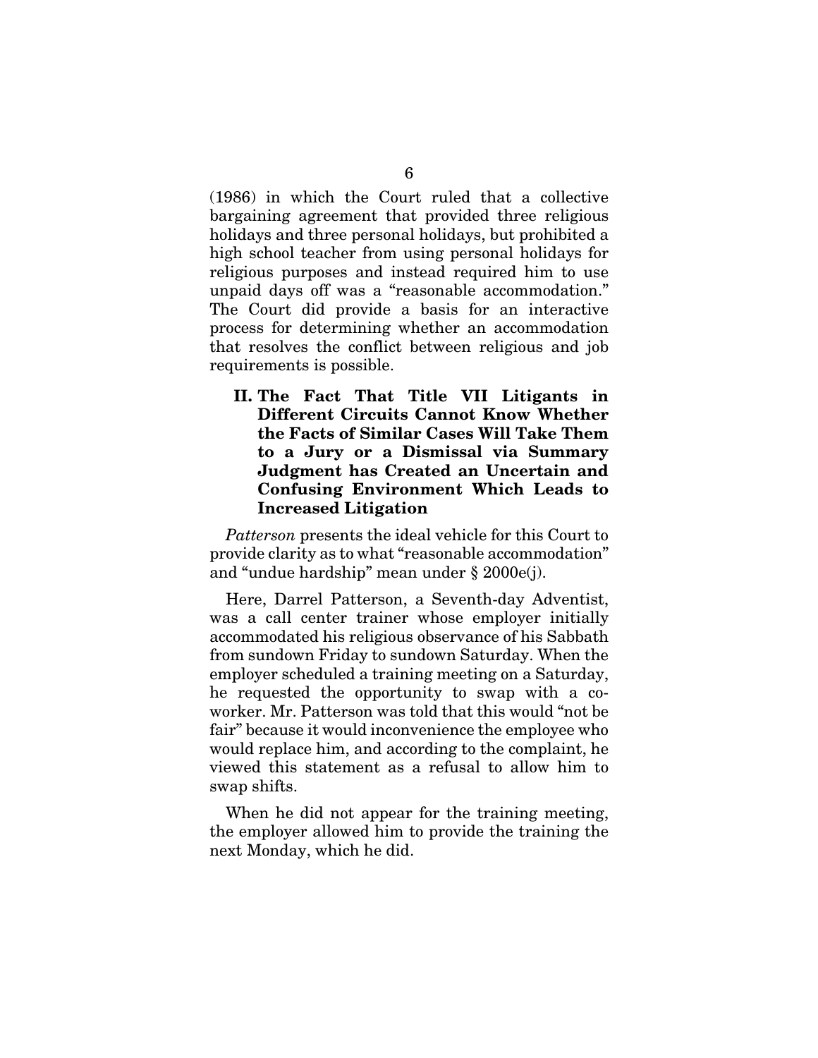(1986) in which the Court ruled that a collective bargaining agreement that provided three religious holidays and three personal holidays, but prohibited a high school teacher from using personal holidays for religious purposes and instead required him to use unpaid days off was a "reasonable accommodation." The Court did provide a basis for an interactive process for determining whether an accommodation that resolves the conflict between religious and job requirements is possible.

## II. The Fact That Title VII Litigants in Different Circuits Cannot Know Whether the Facts of Similar Cases Will Take Them to a Jury or a Dismissal via Summary Judgment has Created an Uncertain and Confusing Environment Which Leads to Increased Litigation

*Patterson* presents the ideal vehicle for this Court to provide clarity as to what "reasonable accommodation" and "undue hardship" mean under § 2000e(j).

Here, Darrel Patterson, a Seventh-day Adventist, was a call center trainer whose employer initially accommodated his religious observance of his Sabbath from sundown Friday to sundown Saturday. When the employer scheduled a training meeting on a Saturday, he requested the opportunity to swap with a co-worker. Mr. Patterson was told that this would "not be fair" because it would inconvenience the employee who would replace him, and according to the complaint, he viewed this statement as a refusal to allow him to swap shifts.

When he did not appear for the training meeting, the employer allowed him to provide the training the next Monday, which he did.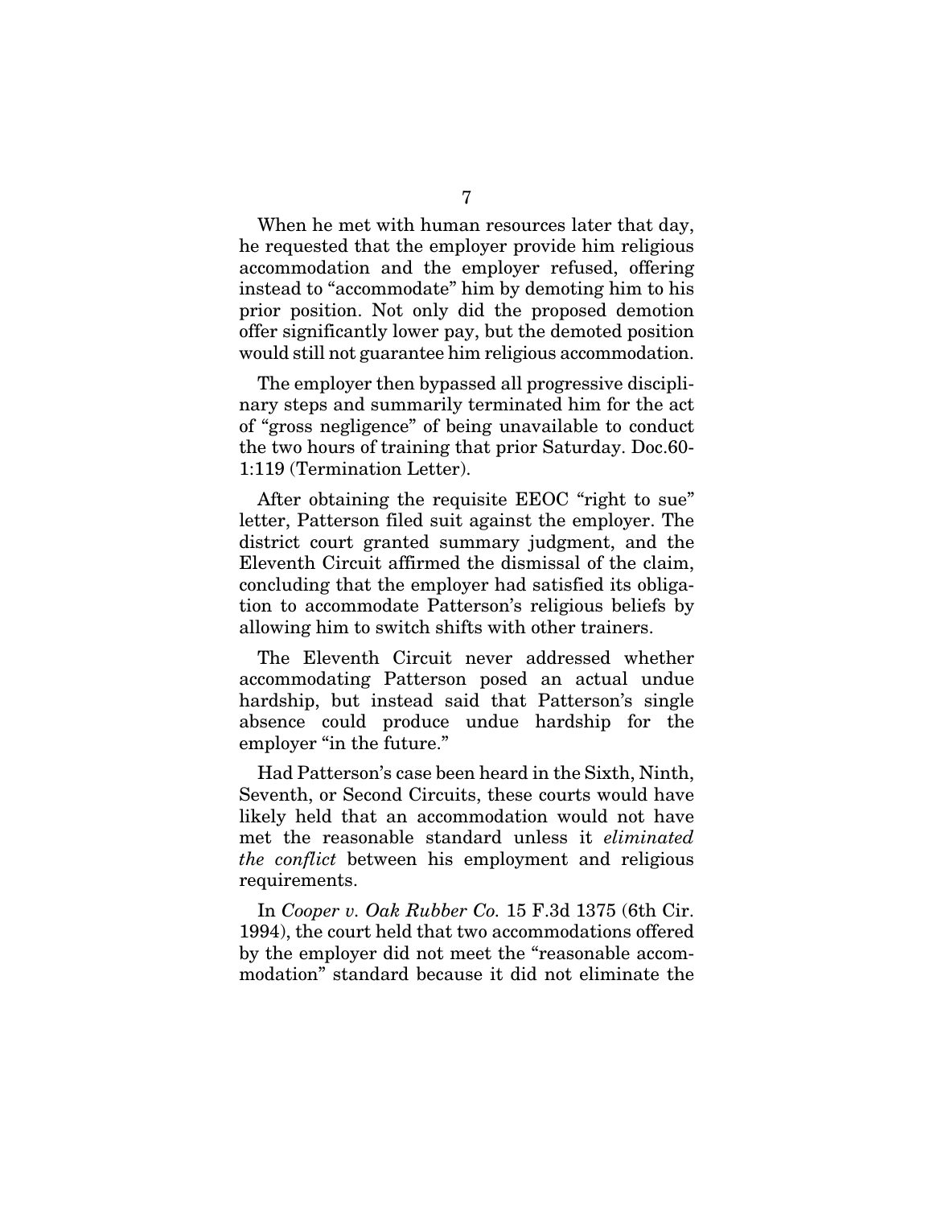When he met with human resources later that day, he requested that the employer provide him religious accommodation and the employer refused, offering instead to "accommodate" him by demoting him to his prior position. Not only did the proposed demotion offer significantly lower pay, but the demoted position would still not guarantee him religious accommodation.

The employer then bypassed all progressive disciplinary steps and summarily terminated him for the act of "gross negligence" of being unavailable to conduct the two hours of training that prior Saturday. Doc.60-1:119 (Termination Letter).

After obtaining the requisite EEOC "right to sue" letter, Patterson filed suit against the employer. The district court granted summary judgment, and the Eleventh Circuit affirmed the dismissal of the claim, concluding that the employer had satisfied its obligation to accommodate Patterson's religious beliefs by allowing him to switch shifts with other trainers.

The Eleventh Circuit never addressed whether accommodating Patterson posed an actual undue hardship, but instead said that Patterson's single absence could produce undue hardship for the employer "in the future."

Had Patterson's case been heard in the Sixth, Ninth, Seventh, or Second Circuits, these courts would have likely held that an accommodation would not have met the reasonable standard unless it *eliminated the conflict* between his employment and religious requirements.

In *Cooper v. Oak Rubber Co.* 15 F.3d 1375 (6th Cir. 1994), the court held that two accommodations offered by the employer did not meet the "reasonable accommodation" standard because it did not eliminate the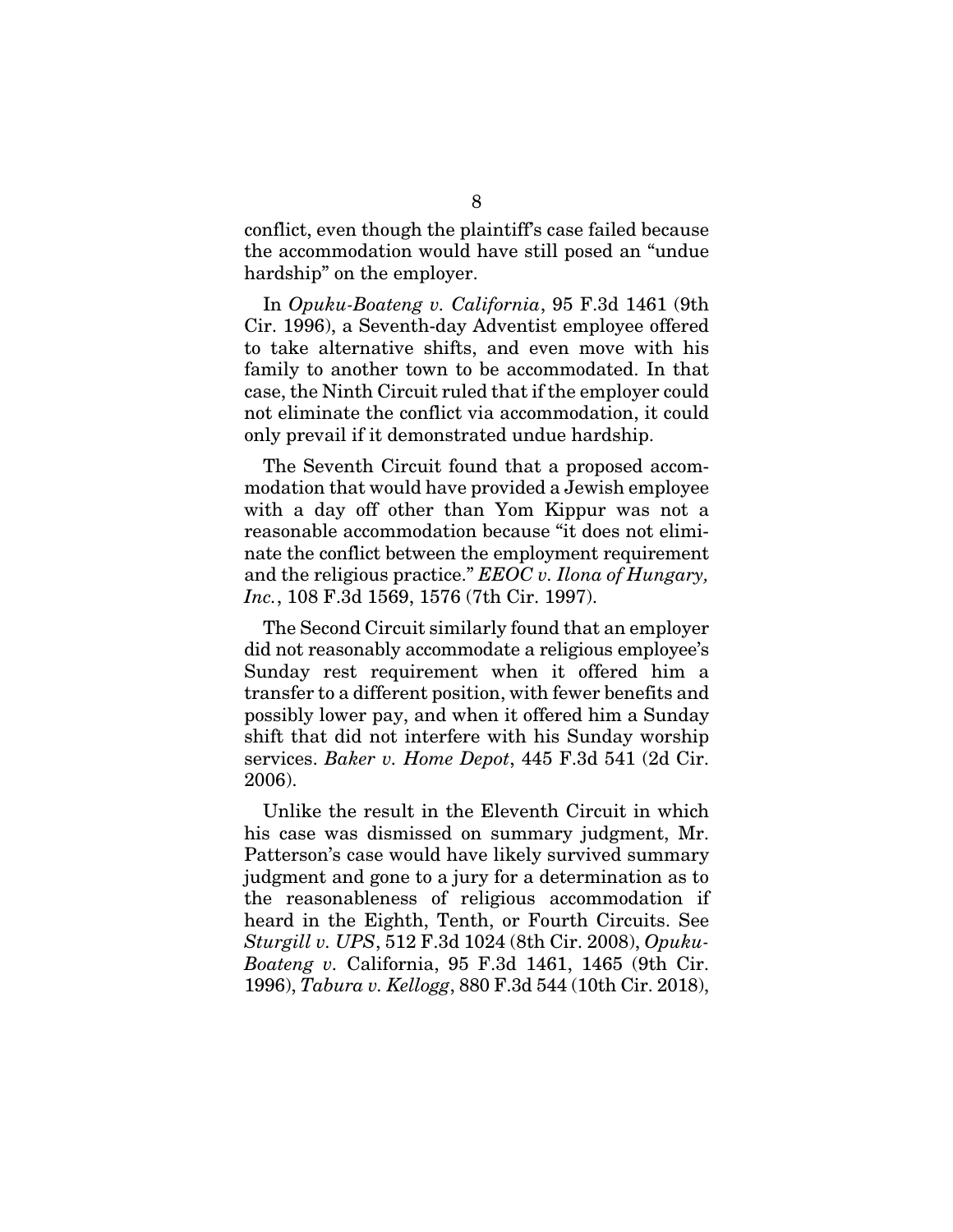conflict, even though the plaintiff's case failed because the accommodation would have still posed an "undue hardship" on the employer.

In *Opuku-Boateng v. California*, 95 F.3d 1461 (9th Cir. 1996), a Seventh-day Adventist employee offered to take alternative shifts, and even move with his family to another town to be accommodated. In that case, the Ninth Circuit ruled that if the employer could not eliminate the conflict via accommodation, it could only prevail if it demonstrated undue hardship.

The Seventh Circuit found that a proposed accommodation that would have provided a Jewish employee with a day off other than Yom Kippur was not a reasonable accommodation because "it does not eliminate the conflict between the employment requirement and the religious practice." *EEOC v. Ilona of Hungary, Inc.*, 108 F.3d 1569, 1576 (7th Cir. 1997).

The Second Circuit similarly found that an employer did not reasonably accommodate a religious employee's Sunday rest requirement when it offered him a transfer to a different position, with fewer benefits and possibly lower pay, and when it offered him a Sunday shift that did not interfere with his Sunday worship services. *Baker v. Home Depot*, 445 F.3d 541 (2d Cir. 2006).

Unlike the result in the Eleventh Circuit in which his case was dismissed on summary judgment, Mr. Patterson's case would have likely survived summary judgment and gone to a jury for a determination as to the reasonableness of religious accommodation if heard in the Eighth, Tenth, or Fourth Circuits. See *Sturgill v. UPS*, 512 F.3d 1024 (8th Cir. 2008), *Opuku-Boateng v.* California, 95 F.3d 1461, 1465 (9th Cir. 1996), *Tabura v. Kellogg*, 880 F.3d 544 (10th Cir. 2018),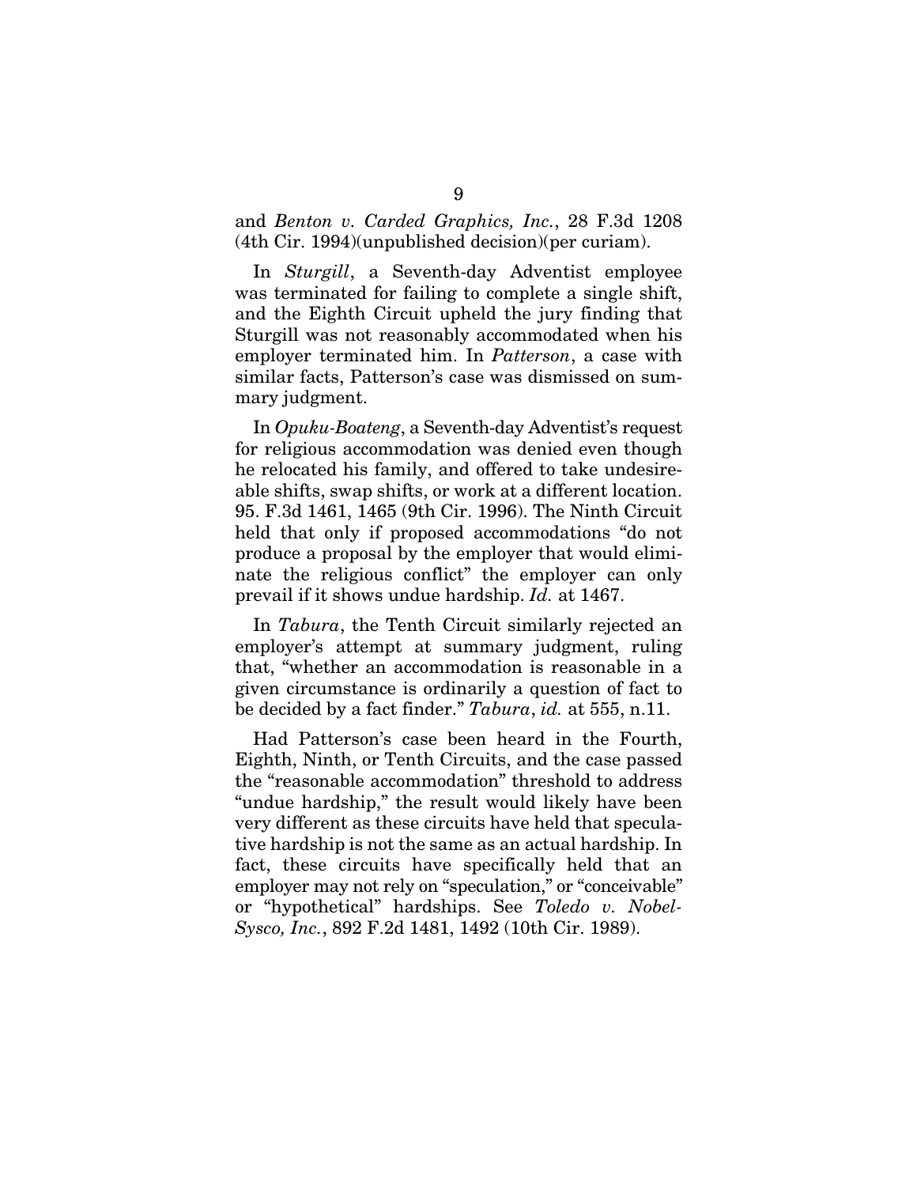and *Benton v. Carded Graphics, Inc.*, 28 F.3d 1208 (4th Cir. 1994)(unpublished decision)(per curiam).

In *Sturgill*, a Seventh-day Adventist employee was terminated for failing to complete a single shift, and the Eighth Circuit upheld the jury finding that Sturgill was not reasonably accommodated when his employer terminated him. In *Patterson*, a case with similar facts, Patterson's case was dismissed on summary judgment.

In *Opuku-Boateng*, a Seventh-day Adventist's request for religious accommodation was denied even though he relocated his family, and offered to take undesireable shifts, swap shifts, or work at a different location. 95. F.3d 1461, 1465 (9th Cir. 1996). The Ninth Circuit held that only if proposed accommodations "do not produce a proposal by the employer that would eliminate the religious conflict" the employer can only prevail if it shows undue hardship. *Id.* at 1467.

In *Tabura*, the Tenth Circuit similarly rejected an employer's attempt at summary judgment, ruling that, "whether an accommodation is reasonable in a given circumstance is ordinarily a question of fact to be decided by a fact finder." *Tabura*, *id.* at 555, n.11.

Had Patterson's case been heard in the Fourth, Eighth, Ninth, or Tenth Circuits, and the case passed the "reasonable accommodation" threshold to address "undue hardship," the result would likely have been very different as these circuits have held that speculative hardship is not the same as an actual hardship. In fact, these circuits have specifically held that an employer may not rely on "speculation," or "conceivable" or "hypothetical" hardships. See *Toledo v. Nobel-Sysco, Inc.*, 892 F.2d 1481, 1492 (10th Cir. 1989).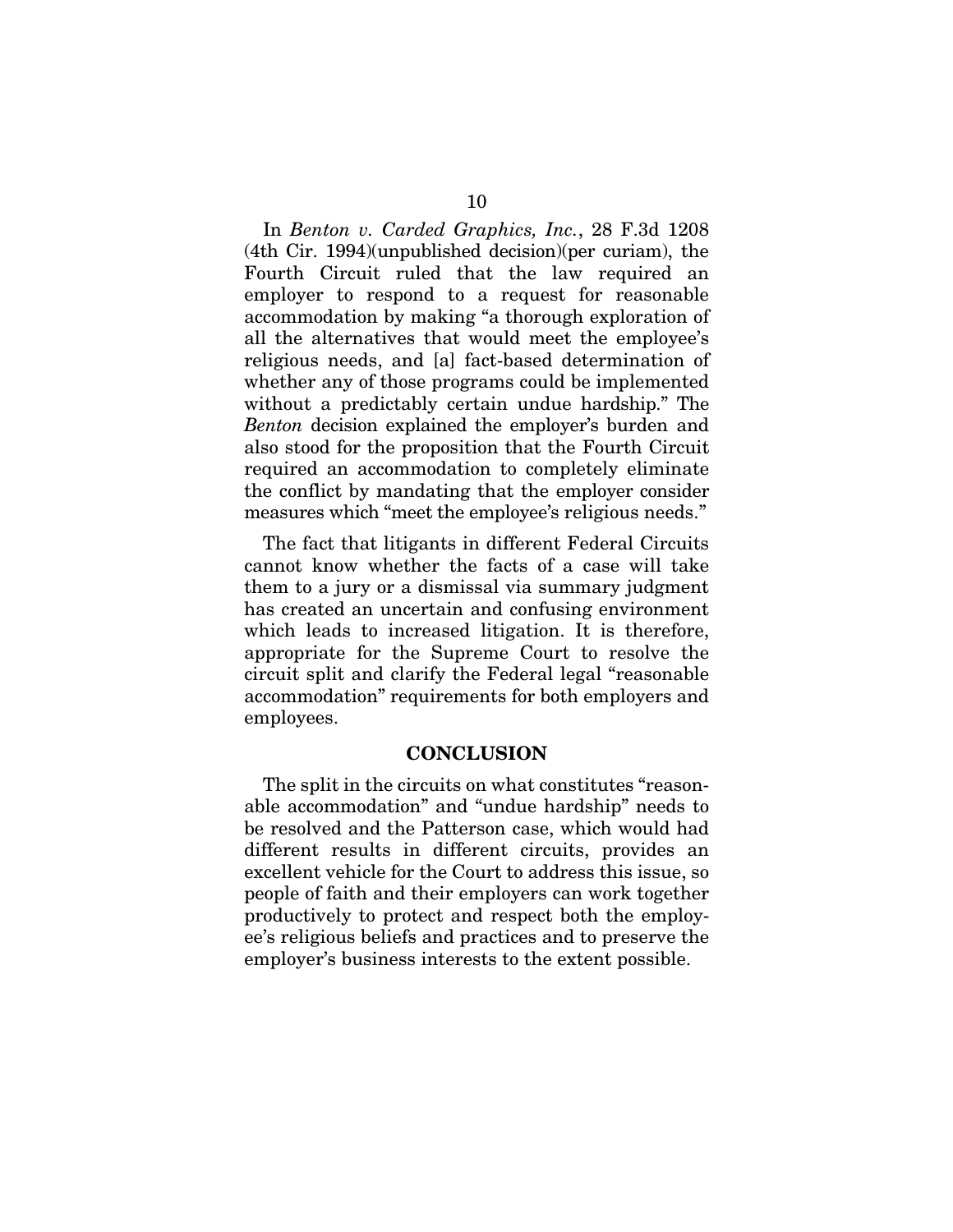In *Benton v. Carded Graphics, Inc.*, 28 F.3d 1208 (4th Cir. 1994)(unpublished decision)(per curiam), the Fourth Circuit ruled that the law required an employer to respond to a request for reasonable accommodation by making "a thorough exploration of all the alternatives that would meet the employee's religious needs, and [a] fact-based determination of whether any of those programs could be implemented without a predictably certain undue hardship." The *Benton* decision explained the employer's burden and also stood for the proposition that the Fourth Circuit required an accommodation to completely eliminate the conflict by mandating that the employer consider measures which "meet the employee's religious needs."

The fact that litigants in different Federal Circuits cannot know whether the facts of a case will take them to a jury or a dismissal via summary judgment has created an uncertain and confusing environment which leads to increased litigation. It is therefore, appropriate for the Supreme Court to resolve the circuit split and clarify the Federal legal "reasonable accommodation" requirements for both employers and employees.

## CONCLUSION

The split in the circuits on what constitutes "reasonable accommodation" and "undue hardship" needs to be resolved and the Patterson case, which would had different results in different circuits, provides an excellent vehicle for the Court to address this issue, so people of faith and their employers can work together productively to protect and respect both the employee's religious beliefs and practices and to preserve the employer's business interests to the extent possible.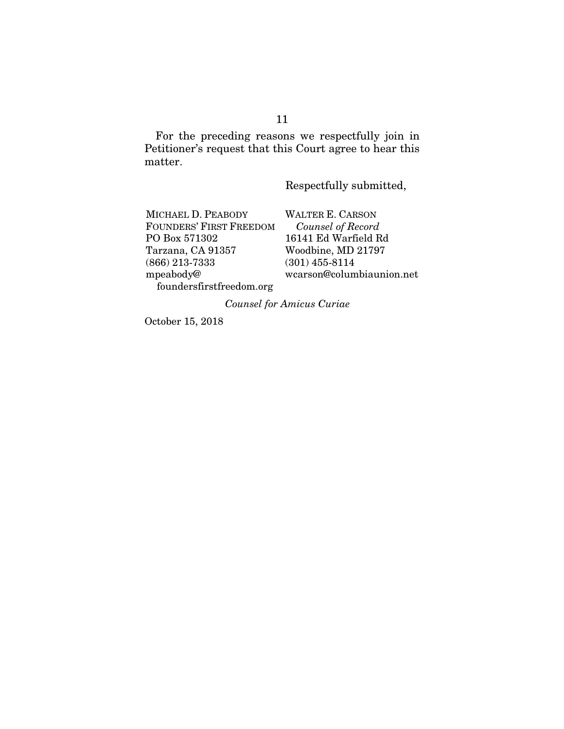For the preceding reasons we respectfully join in Petitioner's request that this Court agree to hear this matter.

Respectfully submitted,

MICHAEL D. PEABODY
FOUNDERS' FIRST FREEDOM
PO Box 571302
Tarzana, CA 91357
(866) 213-7333
mpeabody@
foundersfirstfreedom.org

WALTER E. CARSON
*Counsel of Record*
16141 Ed Warfield Rd
Woodbine, MD 21797
(301) 455-8114
wcarson@columbiaunion.net

*Counsel for Amicus Curiae*

October 15, 2018